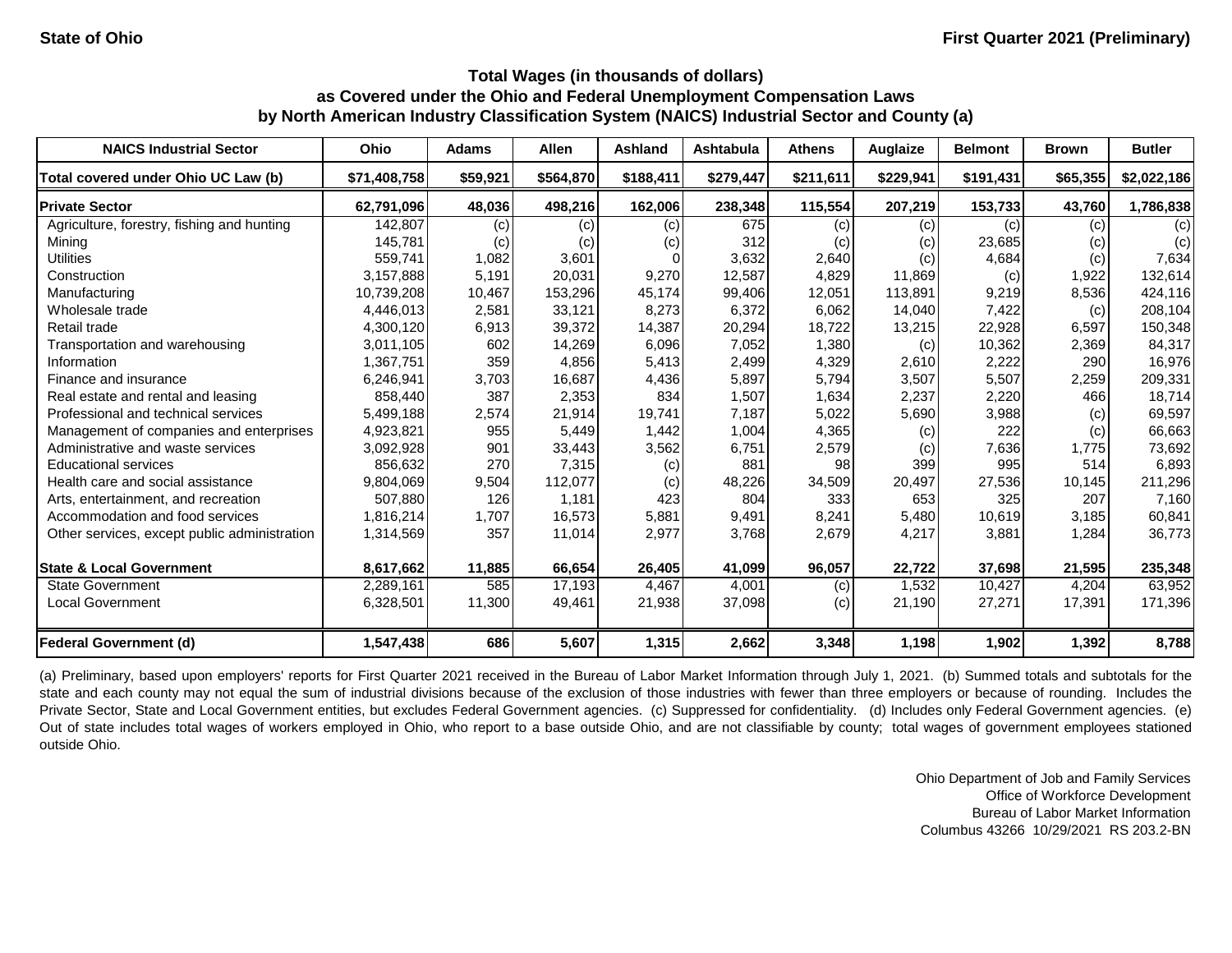**State of Ohio** | **First Quarter 2021 (Preliminary)**

### Total Wages (in thousands of dollars) as Covered under the Ohio and Federal Unemployment Compensation Laws by North American Industry Classification System (NAICS) Industrial Sector and County (a)

| NAICS Industrial Sector | Ohio | Adams | Allen | Ashland | Ashtabula | Athens | Auglaize | Belmont | Brown | Butler |
|---|---|---|---|---|---|---|---|---|---|---|
| **Total covered under Ohio UC Law (b)** | **$71,408,758** | **$59,921** | **$564,870** | **$188,411** | **$279,447** | **$211,611** | **$229,941** | **$191,431** | **$65,355** | **$2,022,186** |
| **Private Sector** | **62,791,096** | **48,036** | **498,216** | **162,006** | **238,348** | **115,554** | **207,219** | **153,733** | **43,760** | **1,786,838** |
| Agriculture, forestry, fishing and hunting | 142,807 | (c) | (c) | (c) | 675 | (c) | (c) | (c) | (c) | (c) |
| Mining | 145,781 | (c) | (c) | (c) | 312 | (c) | (c) | 23,685 | (c) | (c) |
| Utilities | 559,741 | 1,082 | 3,601 | 0 | 3,632 | 2,640 | (c) | 4,684 | (c) | 7,634 |
| Construction | 3,157,888 | 5,191 | 20,031 | 9,270 | 12,587 | 4,829 | 11,869 | (c) | 1,922 | 132,614 |
| Manufacturing | 10,739,208 | 10,467 | 153,296 | 45,174 | 99,406 | 12,051 | 113,891 | 9,219 | 8,536 | 424,116 |
| Wholesale trade | 4,446,013 | 2,581 | 33,121 | 8,273 | 6,372 | 6,062 | 14,040 | 7,422 | (c) | 208,104 |
| Retail trade | 4,300,120 | 6,913 | 39,372 | 14,387 | 20,294 | 18,722 | 13,215 | 22,928 | 6,597 | 150,348 |
| Transportation and warehousing | 3,011,105 | 602 | 14,269 | 6,096 | 7,052 | 1,380 | (c) | 10,362 | 2,369 | 84,317 |
| Information | 1,367,751 | 359 | 4,856 | 5,413 | 2,499 | 4,329 | 2,610 | 2,222 | 290 | 16,976 |
| Finance and insurance | 6,246,941 | 3,703 | 16,687 | 4,436 | 5,897 | 5,794 | 3,507 | 5,507 | 2,259 | 209,331 |
| Real estate and rental and leasing | 858,440 | 387 | 2,353 | 834 | 1,507 | 1,634 | 2,237 | 2,220 | 466 | 18,714 |
| Professional and technical services | 5,499,188 | 2,574 | 21,914 | 19,741 | 7,187 | 5,022 | 5,690 | 3,988 | (c) | 69,597 |
| Management of companies and enterprises | 4,923,821 | 955 | 5,449 | 1,442 | 1,004 | 4,365 | (c) | 222 | (c) | 66,663 |
| Administrative and waste services | 3,092,928 | 901 | 33,443 | 3,562 | 6,751 | 2,579 | (c) | 7,636 | 1,775 | 73,692 |
| Educational services | 856,632 | 270 | 7,315 | (c) | 881 | 98 | 399 | 995 | 514 | 6,893 |
| Health care and social assistance | 9,804,069 | 9,504 | 112,077 | (c) | 48,226 | 34,509 | 20,497 | 27,536 | 10,145 | 211,296 |
| Arts, entertainment, and recreation | 507,880 | 126 | 1,181 | 423 | 804 | 333 | 653 | 325 | 207 | 7,160 |
| Accommodation and food services | 1,816,214 | 1,707 | 16,573 | 5,881 | 9,491 | 8,241 | 5,480 | 10,619 | 3,185 | 60,841 |
| Other services, except public administration | 1,314,569 | 357 | 11,014 | 2,977 | 3,768 | 2,679 | 4,217 | 3,881 | 1,284 | 36,773 |
| **State & Local Government** | **8,617,662** | **11,885** | **66,654** | **26,405** | **41,099** | **96,057** | **22,722** | **37,698** | **21,595** | **235,348** |
| State Government | 2,289,161 | 585 | 17,193 | 4,467 | 4,001 | (c) | 1,532 | 10,427 | 4,204 | 63,952 |
| Local Government | 6,328,501 | 11,300 | 49,461 | 21,938 | 37,098 | (c) | 21,190 | 27,271 | 17,391 | 171,396 |
| **Federal Government (d)** | **1,547,438** | **686** | **5,607** | **1,315** | **2,662** | **3,348** | **1,198** | **1,902** | **1,392** | **8,788** |

(a) Preliminary, based upon employers' reports for First Quarter 2021 received in the Bureau of Labor Market Information through July 1, 2021. (b) Summed totals and subtotals for the state and each county may not equal the sum of industrial divisions because of the exclusion of those industries with fewer than three employers or because of rounding. Includes the Private Sector, State and Local Government entities, but excludes Federal Government agencies. (c) Suppressed for confidentiality. (d) Includes only Federal Government agencies. (e) Out of state includes total wages of workers employed in Ohio, who report to a base outside Ohio, and are not classifiable by county; total wages of government employees stationed outside Ohio.

Ohio Department of Job and Family Services
Office of Workforce Development
Bureau of Labor Market Information
Columbus 43266 10/29/2021 RS 203.2-BN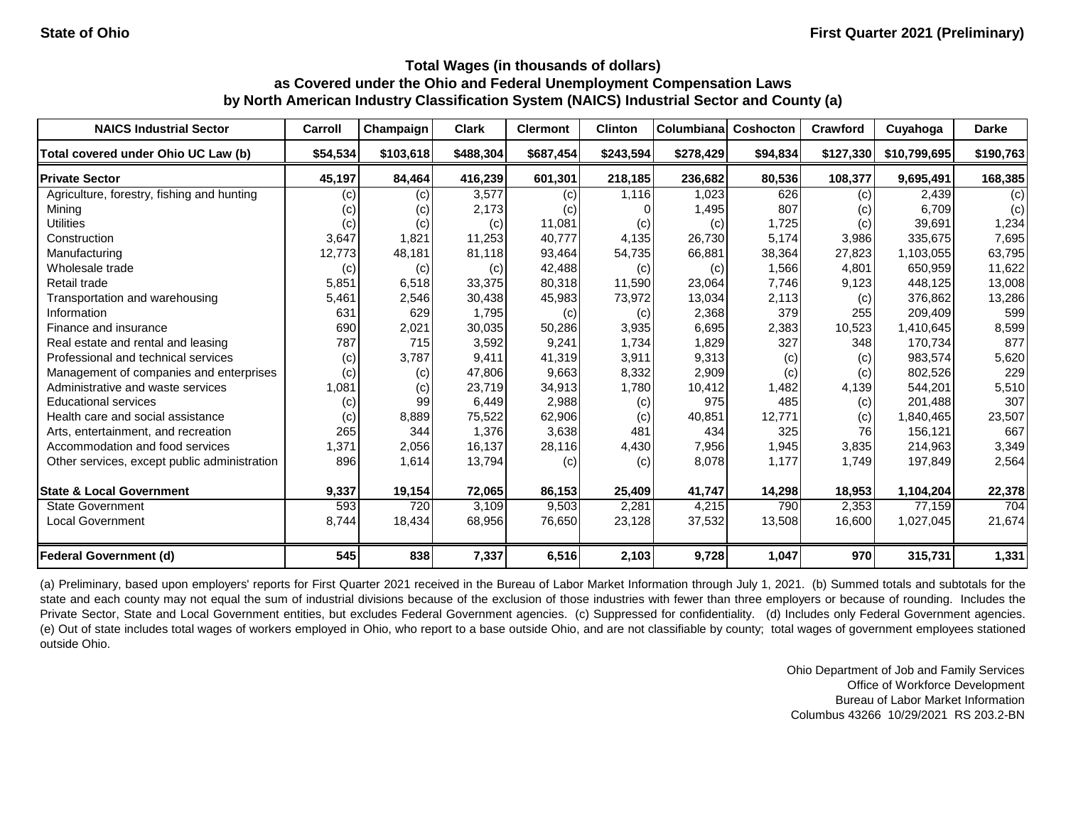**State of Ohio** **First Quarter 2021 (Preliminary)**

### Total Wages (in thousands of dollars)
### as Covered under the Ohio and Federal Unemployment Compensation Laws
### by North American Industry Classification System (NAICS) Industrial Sector and County (a)

| NAICS Industrial Sector | Carroll | Champaign | Clark | Clermont | Clinton | Columbiana | Coshocton | Crawford | Cuyahoga | Darke |
|---|---|---|---|---|---|---|---|---|---|---|
| **Total covered under Ohio UC Law (b)** | **$54,534** | **$103,618** | **$488,304** | **$687,454** | **$243,594** | **$278,429** | **$94,834** | **$127,330** | **$10,799,695** | **$190,763** |
| **Private Sector** | **45,197** | **84,464** | **416,239** | **601,301** | **218,185** | **236,682** | **80,536** | **108,377** | **9,695,491** | **168,385** |
| Agriculture, forestry, fishing and hunting | (c) | (c) | 3,577 | (c) | 1,116 | 1,023 | 626 | (c) | 2,439 | (c) |
| Mining | (c) | (c) | 2,173 | (c) | 0 | 1,495 | 807 | (c) | 6,709 | (c) |
| Utilities | (c) | (c) | (c) | 11,081 | (c) | (c) | 1,725 | (c) | 39,691 | 1,234 |
| Construction | 3,647 | 1,821 | 11,253 | 40,777 | 4,135 | 26,730 | 5,174 | 3,986 | 335,675 | 7,695 |
| Manufacturing | 12,773 | 48,181 | 81,118 | 93,464 | 54,735 | 66,881 | 38,364 | 27,823 | 1,103,055 | 63,795 |
| Wholesale trade | (c) | (c) | (c) | 42,488 | (c) | (c) | 1,566 | 4,801 | 650,959 | 11,622 |
| Retail trade | 5,851 | 6,518 | 33,375 | 80,318 | 11,590 | 23,064 | 7,746 | 9,123 | 448,125 | 13,008 |
| Transportation and warehousing | 5,461 | 2,546 | 30,438 | 45,983 | 73,972 | 13,034 | 2,113 | (c) | 376,862 | 13,286 |
| Information | 631 | 629 | 1,795 | (c) | (c) | 2,368 | 379 | 255 | 209,409 | 599 |
| Finance and insurance | 690 | 2,021 | 30,035 | 50,286 | 3,935 | 6,695 | 2,383 | 10,523 | 1,410,645 | 8,599 |
| Real estate and rental and leasing | 787 | 715 | 3,592 | 9,241 | 1,734 | 1,829 | 327 | 348 | 170,734 | 877 |
| Professional and technical services | (c) | 3,787 | 9,411 | 41,319 | 3,911 | 9,313 | (c) | (c) | 983,574 | 5,620 |
| Management of companies and enterprises | (c) | (c) | 47,806 | 9,663 | 8,332 | 2,909 | (c) | (c) | 802,526 | 229 |
| Administrative and waste services | 1,081 | (c) | 23,719 | 34,913 | 1,780 | 10,412 | 1,482 | 4,139 | 544,201 | 5,510 |
| Educational services | (c) | 99 | 6,449 | 2,988 | (c) | 975 | 485 | (c) | 201,488 | 307 |
| Health care and social assistance | (c) | 8,889 | 75,522 | 62,906 | (c) | 40,851 | 12,771 | (c) | 1,840,465 | 23,507 |
| Arts, entertainment, and recreation | 265 | 344 | 1,376 | 3,638 | 481 | 434 | 325 | 76 | 156,121 | 667 |
| Accommodation and food services | 1,371 | 2,056 | 16,137 | 28,116 | 4,430 | 7,956 | 1,945 | 3,835 | 214,963 | 3,349 |
| Other services, except public administration | 896 | 1,614 | 13,794 | (c) | (c) | 8,078 | 1,177 | 1,749 | 197,849 | 2,564 |
| **State & Local Government** | **9,337** | **19,154** | **72,065** | **86,153** | **25,409** | **41,747** | **14,298** | **18,953** | **1,104,204** | **22,378** |
| State Government | 593 | 720 | 3,109 | 9,503 | 2,281 | 4,215 | 790 | 2,353 | 77,159 | 704 |
| Local Government | 8,744 | 18,434 | 68,956 | 76,650 | 23,128 | 37,532 | 13,508 | 16,600 | 1,027,045 | 21,674 |
| **Federal Government (d)** | **545** | **838** | **7,337** | **6,516** | **2,103** | **9,728** | **1,047** | **970** | **315,731** | **1,331** |

(a) Preliminary, based upon employers' reports for First Quarter 2021 received in the Bureau of Labor Market Information through July 1, 2021. (b) Summed totals and subtotals for the state and each county may not equal the sum of industrial divisions because of the exclusion of those industries with fewer than three employers or because of rounding. Includes the Private Sector, State and Local Government entities, but excludes Federal Government agencies. (c) Suppressed for confidentiality. (d) Includes only Federal Government agencies. (e) Out of state includes total wages of workers employed in Ohio, who report to a base outside Ohio, and are not classifiable by county; total wages of government employees stationed outside Ohio.

Ohio Department of Job and Family Services
Office of Workforce Development
Bureau of Labor Market Information
Columbus 43266 10/29/2021 RS 203.2-BN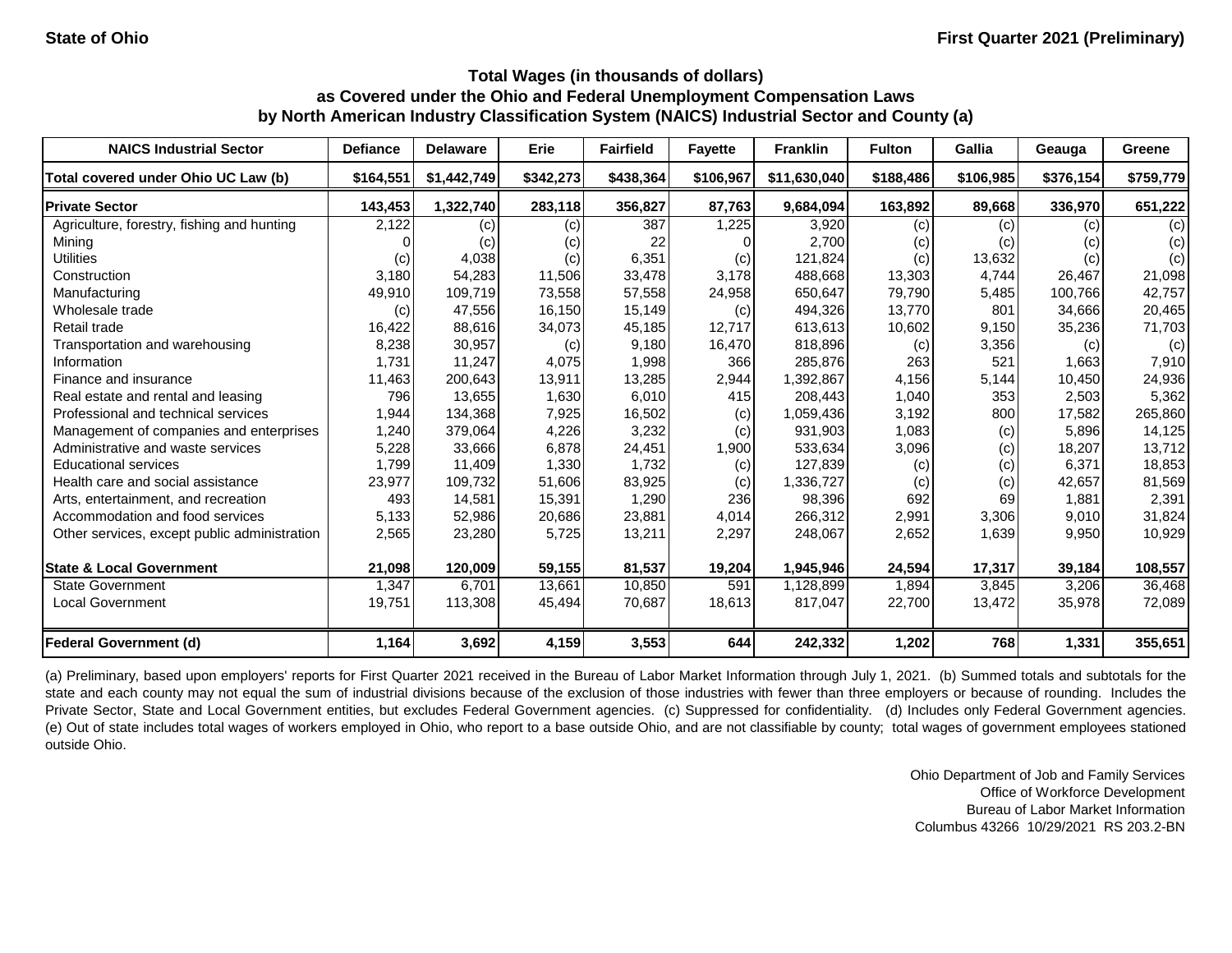State of Ohio

First Quarter 2021 (Preliminary)

### Total Wages (in thousands of dollars) as Covered under the Ohio and Federal Unemployment Compensation Laws by North American Industry Classification System (NAICS) Industrial Sector and County (a)

| NAICS Industrial Sector | Defiance | Delaware | Erie | Fairfield | Fayette | Franklin | Fulton | Gallia | Geauga | Greene |
|---|---|---|---|---|---|---|---|---|---|---|
| **Total covered under Ohio UC Law (b)** | **$164,551** | **$1,442,749** | **$342,273** | **$438,364** | **$106,967** | **$11,630,040** | **$188,486** | **$106,985** | **$376,154** | **$759,779** |
| **Private Sector** | **143,453** | **1,322,740** | **283,118** | **356,827** | **87,763** | **9,684,094** | **163,892** | **89,668** | **336,970** | **651,222** |
| Agriculture, forestry, fishing and hunting | 2,122 | (c) | (c) | 387 | 1,225 | 3,920 | (c) | (c) | (c) | (c) |
| Mining | 0 | (c) | (c) | 22 | 0 | 2,700 | (c) | (c) | (c) | (c) |
| Utilities | (c) | 4,038 | (c) | 6,351 | (c) | 121,824 | (c) | 13,632 | (c) | (c) |
| Construction | 3,180 | 54,283 | 11,506 | 33,478 | 3,178 | 488,668 | 13,303 | 4,744 | 26,467 | 21,098 |
| Manufacturing | 49,910 | 109,719 | 73,558 | 57,558 | 24,958 | 650,647 | 79,790 | 5,485 | 100,766 | 42,757 |
| Wholesale trade | (c) | 47,556 | 16,150 | 15,149 | (c) | 494,326 | 13,770 | 801 | 34,666 | 20,465 |
| Retail trade | 16,422 | 88,616 | 34,073 | 45,185 | 12,717 | 613,613 | 10,602 | 9,150 | 35,236 | 71,703 |
| Transportation and warehousing | 8,238 | 30,957 | (c) | 9,180 | 16,470 | 818,896 | (c) | 3,356 | (c) | (c) |
| Information | 1,731 | 11,247 | 4,075 | 1,998 | 366 | 285,876 | 263 | 521 | 1,663 | 7,910 |
| Finance and insurance | 11,463 | 200,643 | 13,911 | 13,285 | 2,944 | 1,392,867 | 4,156 | 5,144 | 10,450 | 24,936 |
| Real estate and rental and leasing | 796 | 13,655 | 1,630 | 6,010 | 415 | 208,443 | 1,040 | 353 | 2,503 | 5,362 |
| Professional and technical services | 1,944 | 134,368 | 7,925 | 16,502 | (c) | 1,059,436 | 3,192 | 800 | 17,582 | 265,860 |
| Management of companies and enterprises | 1,240 | 379,064 | 4,226 | 3,232 | (c) | 931,903 | 1,083 | (c) | 5,896 | 14,125 |
| Administrative and waste services | 5,228 | 33,666 | 6,878 | 24,451 | 1,900 | 533,634 | 3,096 | (c) | 18,207 | 13,712 |
| Educational services | 1,799 | 11,409 | 1,330 | 1,732 | (c) | 127,839 | (c) | (c) | 6,371 | 18,853 |
| Health care and social assistance | 23,977 | 109,732 | 51,606 | 83,925 | (c) | 1,336,727 | (c) | (c) | 42,657 | 81,569 |
| Arts, entertainment, and recreation | 493 | 14,581 | 15,391 | 1,290 | 236 | 98,396 | 692 | 69 | 1,881 | 2,391 |
| Accommodation and food services | 5,133 | 52,986 | 20,686 | 23,881 | 4,014 | 266,312 | 2,991 | 3,306 | 9,010 | 31,824 |
| Other services, except public administration | 2,565 | 23,280 | 5,725 | 13,211 | 2,297 | 248,067 | 2,652 | 1,639 | 9,950 | 10,929 |
| **State & Local Government** | **21,098** | **120,009** | **59,155** | **81,537** | **19,204** | **1,945,946** | **24,594** | **17,317** | **39,184** | **108,557** |
| State Government | 1,347 | 6,701 | 13,661 | 10,850 | 591 | 1,128,899 | 1,894 | 3,845 | 3,206 | 36,468 |
| Local Government | 19,751 | 113,308 | 45,494 | 70,687 | 18,613 | 817,047 | 22,700 | 13,472 | 35,978 | 72,089 |
| **Federal Government (d)** | **1,164** | **3,692** | **4,159** | **3,553** | **644** | **242,332** | **1,202** | **768** | **1,331** | **355,651** |

(a) Preliminary, based upon employers' reports for First Quarter 2021 received in the Bureau of Labor Market Information through July 1, 2021. (b) Summed totals and subtotals for the state and each county may not equal the sum of industrial divisions because of the exclusion of those industries with fewer than three employers or because of rounding. Includes the Private Sector, State and Local Government entities, but excludes Federal Government agencies. (c) Suppressed for confidentiality. (d) Includes only Federal Government agencies. (e) Out of state includes total wages of workers employed in Ohio, who report to a base outside Ohio, and are not classifiable by county; total wages of government employees stationed outside Ohio.

Ohio Department of Job and Family Services
Office of Workforce Development
Bureau of Labor Market Information
Columbus 43266 10/29/2021 RS 203.2-BN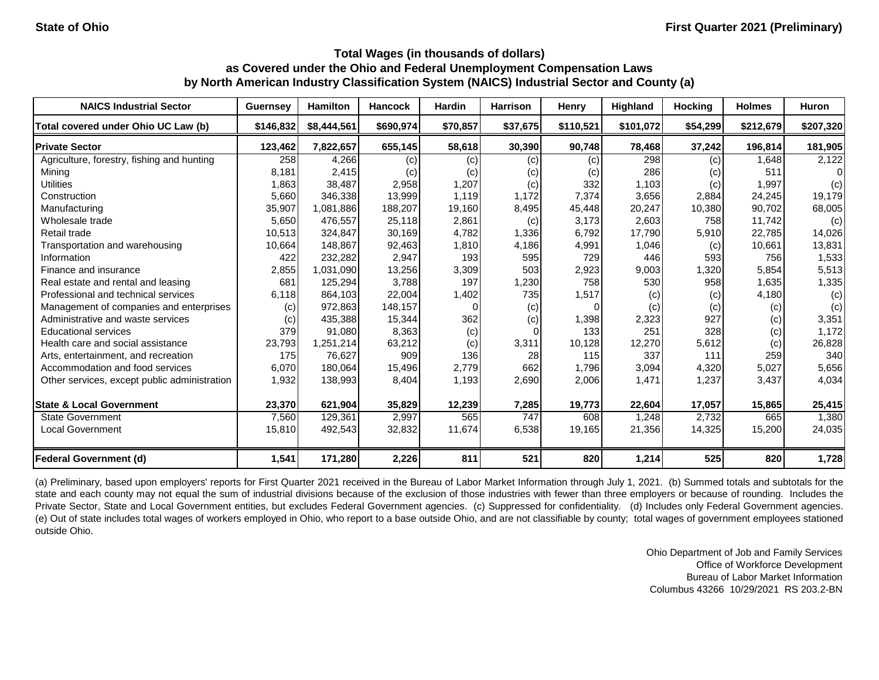State of Ohio

First Quarter 2021 (Preliminary)

## Total Wages (in thousands of dollars) as Covered under the Ohio and Federal Unemployment Compensation Laws by North American Industry Classification System (NAICS) Industrial Sector and County (a)

| NAICS Industrial Sector | Guernsey | Hamilton | Hancock | Hardin | Harrison | Henry | Highland | Hocking | Holmes | Huron |
|---|---|---|---|---|---|---|---|---|---|---|
| **Total covered under Ohio UC Law (b)** | **$146,832** | **$8,444,561** | **$690,974** | **$70,857** | **$37,675** | **$110,521** | **$101,072** | **$54,299** | **$212,679** | **$207,320** |
| **Private Sector** | **123,462** | **7,822,657** | **655,145** | **58,618** | **30,390** | **90,748** | **78,468** | **37,242** | **196,814** | **181,905** |
| Agriculture, forestry, fishing and hunting | 258 | 4,266 | (c) | (c) | (c) | (c) | 298 | (c) | 1,648 | 2,122 |
| Mining | 8,181 | 2,415 | (c) | (c) | (c) | (c) | 286 | (c) | 511 | 0 |
| Utilities | 1,863 | 38,487 | 2,958 | 1,207 | (c) | 332 | 1,103 | (c) | 1,997 | (c) |
| Construction | 5,660 | 346,338 | 13,999 | 1,119 | 1,172 | 7,374 | 3,656 | 2,884 | 24,245 | 19,179 |
| Manufacturing | 35,907 | 1,081,886 | 188,207 | 19,160 | 8,495 | 45,448 | 20,247 | 10,380 | 90,702 | 68,005 |
| Wholesale trade | 5,650 | 476,557 | 25,118 | 2,861 | (c) | 3,173 | 2,603 | 758 | 11,742 | (c) |
| Retail trade | 10,513 | 324,847 | 30,169 | 4,782 | 1,336 | 6,792 | 17,790 | 5,910 | 22,785 | 14,026 |
| Transportation and warehousing | 10,664 | 148,867 | 92,463 | 1,810 | 4,186 | 4,991 | 1,046 | (c) | 10,661 | 13,831 |
| Information | 422 | 232,282 | 2,947 | 193 | 595 | 729 | 446 | 593 | 756 | 1,533 |
| Finance and insurance | 2,855 | 1,031,090 | 13,256 | 3,309 | 503 | 2,923 | 9,003 | 1,320 | 5,854 | 5,513 |
| Real estate and rental and leasing | 681 | 125,294 | 3,788 | 197 | 1,230 | 758 | 530 | 958 | 1,635 | 1,335 |
| Professional and technical services | 6,118 | 864,103 | 22,004 | 1,402 | 735 | 1,517 | (c) | (c) | 4,180 | (c) |
| Management of companies and enterprises | (c) | 972,863 | 148,157 | 0 | (c) | 0 | (c) | (c) | (c) | (c) |
| Administrative and waste services | (c) | 435,388 | 15,344 | 362 | (c) | 1,398 | 2,323 | 927 | (c) | 3,351 |
| Educational services | 379 | 91,080 | 8,363 | (c) | 0 | 133 | 251 | 328 | (c) | 1,172 |
| Health care and social assistance | 23,793 | 1,251,214 | 63,212 | (c) | 3,311 | 10,128 | 12,270 | 5,612 | (c) | 26,828 |
| Arts, entertainment, and recreation | 175 | 76,627 | 909 | 136 | 28 | 115 | 337 | 111 | 259 | 340 |
| Accommodation and food services | 6,070 | 180,064 | 15,496 | 2,779 | 662 | 1,796 | 3,094 | 4,320 | 5,027 | 5,656 |
| Other services, except public administration | 1,932 | 138,993 | 8,404 | 1,193 | 2,690 | 2,006 | 1,471 | 1,237 | 3,437 | 4,034 |
| **State & Local Government** | **23,370** | **621,904** | **35,829** | **12,239** | **7,285** | **19,773** | **22,604** | **17,057** | **15,865** | **25,415** |
| State Government | 7,560 | 129,361 | 2,997 | 565 | 747 | 608 | 1,248 | 2,732 | 665 | 1,380 |
| Local Government | 15,810 | 492,543 | 32,832 | 11,674 | 6,538 | 19,165 | 21,356 | 14,325 | 15,200 | 24,035 |
| **Federal Government (d)** | **1,541** | **171,280** | **2,226** | **811** | **521** | **820** | **1,214** | **525** | **820** | **1,728** |

(a) Preliminary, based upon employers' reports for First Quarter 2021 received in the Bureau of Labor Market Information through July 1, 2021. (b) Summed totals and subtotals for the state and each county may not equal the sum of industrial divisions because of the exclusion of those industries with fewer than three employers or because of rounding. Includes the Private Sector, State and Local Government entities, but excludes Federal Government agencies. (c) Suppressed for confidentiality. (d) Includes only Federal Government agencies. (e) Out of state includes total wages of workers employed in Ohio, who report to a base outside Ohio, and are not classifiable by county; total wages of government employees stationed outside Ohio.

Ohio Department of Job and Family Services
Office of Workforce Development
Bureau of Labor Market Information
Columbus 43266 10/29/2021 RS 203.2-BN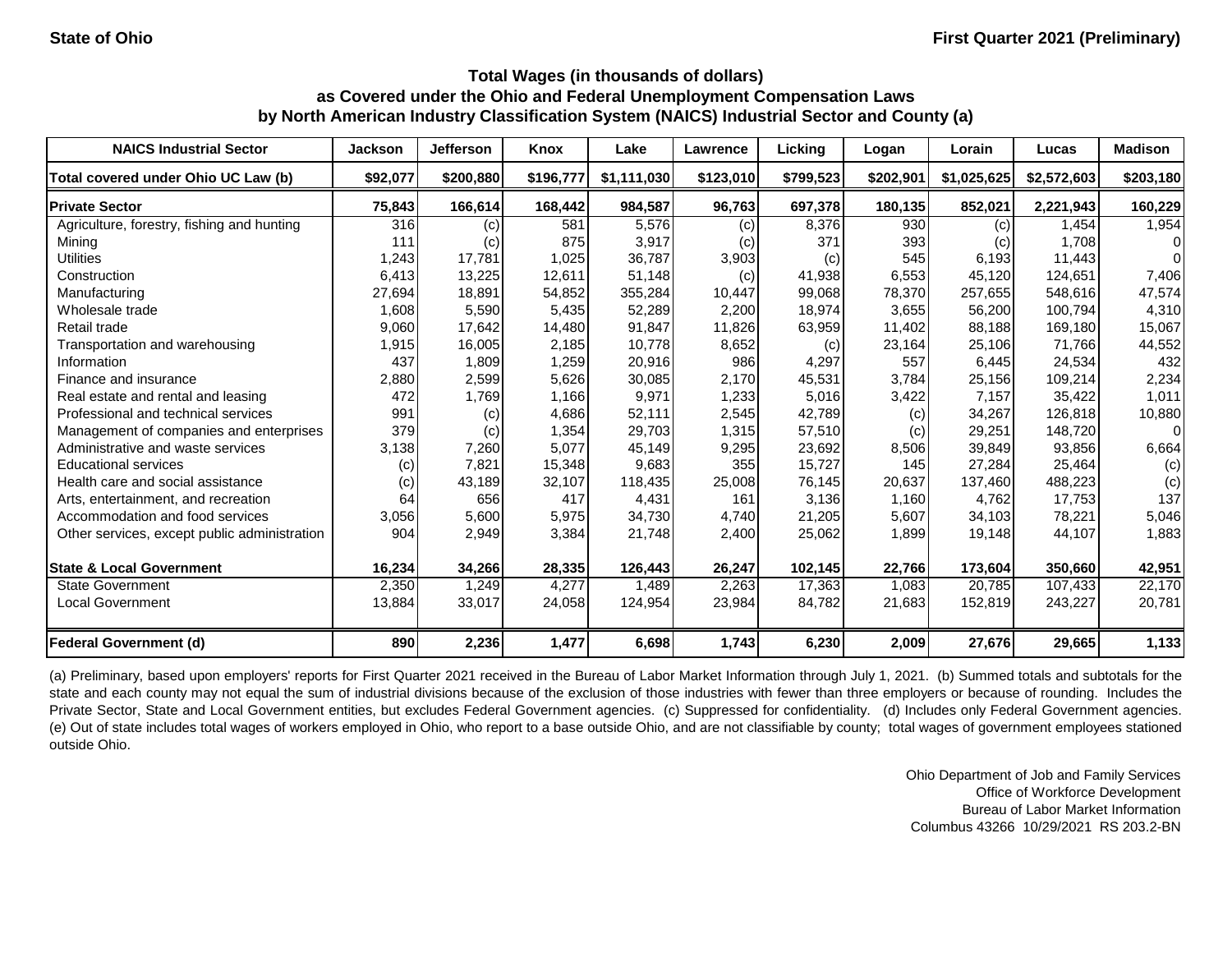State of Ohio | First Quarter 2021 (Preliminary)

### Total Wages (in thousands of dollars) as Covered under the Ohio and Federal Unemployment Compensation Laws by North American Industry Classification System (NAICS) Industrial Sector and County (a)

| NAICS Industrial Sector | Jackson | Jefferson | Knox | Lake | Lawrence | Licking | Logan | Lorain | Lucas | Madison |
|---|---|---|---|---|---|---|---|---|---|---|
| Total covered under Ohio UC Law (b) | $92,077 | $200,880 | $196,777 | $1,111,030 | $123,010 | $799,523 | $202,901 | $1,025,625 | $2,572,603 | $203,180 |
| **Private Sector** | **75,843** | **166,614** | **168,442** | **984,587** | **96,763** | **697,378** | **180,135** | **852,021** | **2,221,943** | **160,229** |
| Agriculture, forestry, fishing and hunting | 316 | (c) | 581 | 5,576 | (c) | 8,376 | 930 | (c) | 1,454 | 1,954 |
| Mining | 111 | (c) | 875 | 3,917 | (c) | 371 | 393 | (c) | 1,708 | 0 |
| Utilities | 1,243 | 17,781 | 1,025 | 36,787 | 3,903 | (c) | 545 | 6,193 | 11,443 | 0 |
| Construction | 6,413 | 13,225 | 12,611 | 51,148 | (c) | 41,938 | 6,553 | 45,120 | 124,651 | 7,406 |
| Manufacturing | 27,694 | 18,891 | 54,852 | 355,284 | 10,447 | 99,068 | 78,370 | 257,655 | 548,616 | 47,574 |
| Wholesale trade | 1,608 | 5,590 | 5,435 | 52,289 | 2,200 | 18,974 | 3,655 | 56,200 | 100,794 | 4,310 |
| Retail trade | 9,060 | 17,642 | 14,480 | 91,847 | 11,826 | 63,959 | 11,402 | 88,188 | 169,180 | 15,067 |
| Transportation and warehousing | 1,915 | 16,005 | 2,185 | 10,778 | 8,652 | (c) | 23,164 | 25,106 | 71,766 | 44,552 |
| Information | 437 | 1,809 | 1,259 | 20,916 | 986 | 4,297 | 557 | 6,445 | 24,534 | 432 |
| Finance and insurance | 2,880 | 2,599 | 5,626 | 30,085 | 2,170 | 45,531 | 3,784 | 25,156 | 109,214 | 2,234 |
| Real estate and rental and leasing | 472 | 1,769 | 1,166 | 9,971 | 1,233 | 5,016 | 3,422 | 7,157 | 35,422 | 1,011 |
| Professional and technical services | 991 | (c) | 4,686 | 52,111 | 2,545 | 42,789 | (c) | 34,267 | 126,818 | 10,880 |
| Management of companies and enterprises | 379 | (c) | 1,354 | 29,703 | 1,315 | 57,510 | (c) | 29,251 | 148,720 | 0 |
| Administrative and waste services | 3,138 | 7,260 | 5,077 | 45,149 | 9,295 | 23,692 | 8,506 | 39,849 | 93,856 | 6,664 |
| Educational services | (c) | 7,821 | 15,348 | 9,683 | 355 | 15,727 | 145 | 27,284 | 25,464 | (c) |
| Health care and social assistance | (c) | 43,189 | 32,107 | 118,435 | 25,008 | 76,145 | 20,637 | 137,460 | 488,223 | (c) |
| Arts, entertainment, and recreation | 64 | 656 | 417 | 4,431 | 161 | 3,136 | 1,160 | 4,762 | 17,753 | 137 |
| Accommodation and food services | 3,056 | 5,600 | 5,975 | 34,730 | 4,740 | 21,205 | 5,607 | 34,103 | 78,221 | 5,046 |
| Other services, except public administration | 904 | 2,949 | 3,384 | 21,748 | 2,400 | 25,062 | 1,899 | 19,148 | 44,107 | 1,883 |
| **State & Local Government** | **16,234** | **34,266** | **28,335** | **126,443** | **26,247** | **102,145** | **22,766** | **173,604** | **350,660** | **42,951** |
| State Government | 2,350 | 1,249 | 4,277 | 1,489 | 2,263 | 17,363 | 1,083 | 20,785 | 107,433 | 22,170 |
| Local Government | 13,884 | 33,017 | 24,058 | 124,954 | 23,984 | 84,782 | 21,683 | 152,819 | 243,227 | 20,781 |
| **Federal Government (d)** | **890** | **2,236** | **1,477** | **6,698** | **1,743** | **6,230** | **2,009** | **27,676** | **29,665** | **1,133** |

(a) Preliminary, based upon employers' reports for First Quarter 2021 received in the Bureau of Labor Market Information through July 1, 2021. (b) Summed totals and subtotals for the state and each county may not equal the sum of industrial divisions because of the exclusion of those industries with fewer than three employers or because of rounding. Includes the Private Sector, State and Local Government entities, but excludes Federal Government agencies. (c) Suppressed for confidentiality. (d) Includes only Federal Government agencies. (e) Out of state includes total wages of workers employed in Ohio, who report to a base outside Ohio, and are not classifiable by county; total wages of government employees stationed outside Ohio.

Ohio Department of Job and Family Services
Office of Workforce Development
Bureau of Labor Market Information
Columbus 43266 10/29/2021 RS 203.2-BN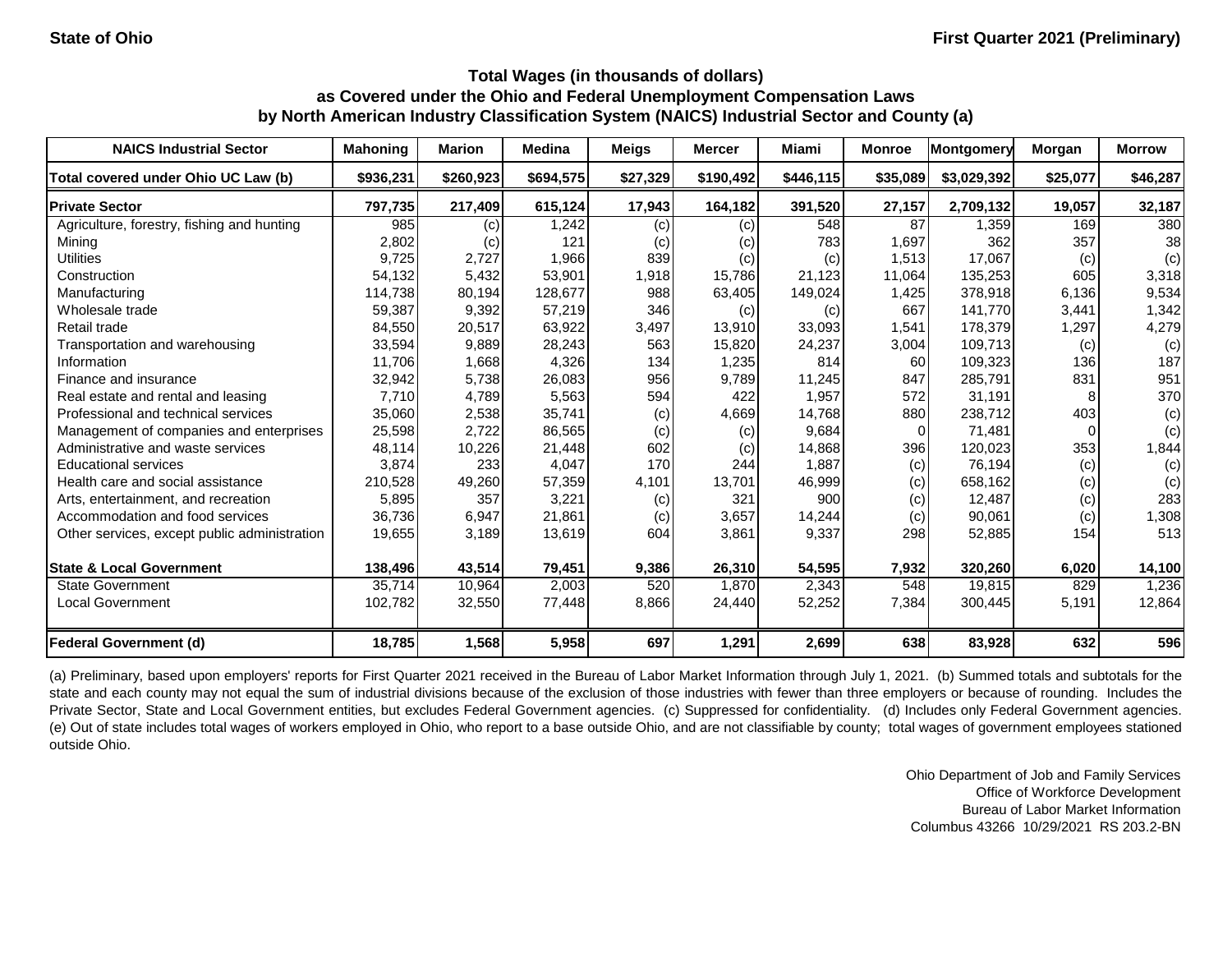State of Ohio First Quarter 2021 (Preliminary)

## Total Wages (in thousands of dollars) as Covered under the Ohio and Federal Unemployment Compensation Laws by North American Industry Classification System (NAICS) Industrial Sector and County (a)

| NAICS Industrial Sector | Mahoning | Marion | Medina | Meigs | Mercer | Miami | Monroe | Montgomery | Morgan | Morrow |
|---|---|---|---|---|---|---|---|---|---|---|
| Total covered under Ohio UC Law (b) | $936,231 | $260,923 | $694,575 | $27,329 | $190,492 | $446,115 | $35,089 | $3,029,392 | $25,077 | $46,287 |
| **Private Sector** | **797,735** | **217,409** | **615,124** | **17,943** | **164,182** | **391,520** | **27,157** | **2,709,132** | **19,057** | **32,187** |
| Agriculture, forestry, fishing and hunting | 985 | (c) | 1,242 | (c) | (c) | 548 | 87 | 1,359 | 169 | 380 |
| Mining | 2,802 | (c) | 121 | (c) | (c) | 783 | 1,697 | 362 | 357 | 38 |
| Utilities | 9,725 | 2,727 | 1,966 | 839 | (c) | (c) | 1,513 | 17,067 | (c) | (c) |
| Construction | 54,132 | 5,432 | 53,901 | 1,918 | 15,786 | 21,123 | 11,064 | 135,253 | 605 | 3,318 |
| Manufacturing | 114,738 | 80,194 | 128,677 | 988 | 63,405 | 149,024 | 1,425 | 378,918 | 6,136 | 9,534 |
| Wholesale trade | 59,387 | 9,392 | 57,219 | 346 | (c) | (c) | 667 | 141,770 | 3,441 | 1,342 |
| Retail trade | 84,550 | 20,517 | 63,922 | 3,497 | 13,910 | 33,093 | 1,541 | 178,379 | 1,297 | 4,279 |
| Transportation and warehousing | 33,594 | 9,889 | 28,243 | 563 | 15,820 | 24,237 | 3,004 | 109,713 | (c) | (c) |
| Information | 11,706 | 1,668 | 4,326 | 134 | 1,235 | 814 | 60 | 109,323 | 136 | 187 |
| Finance and insurance | 32,942 | 5,738 | 26,083 | 956 | 9,789 | 11,245 | 847 | 285,791 | 831 | 951 |
| Real estate and rental and leasing | 7,710 | 4,789 | 5,563 | 594 | 422 | 1,957 | 572 | 31,191 | 8 | 370 |
| Professional and technical services | 35,060 | 2,538 | 35,741 | (c) | 4,669 | 14,768 | 880 | 238,712 | 403 | (c) |
| Management of companies and enterprises | 25,598 | 2,722 | 86,565 | (c) | (c) | 9,684 | 0 | 71,481 | 0 | (c) |
| Administrative and waste services | 48,114 | 10,226 | 21,448 | 602 | (c) | 14,868 | 396 | 120,023 | 353 | 1,844 |
| Educational services | 3,874 | 233 | 4,047 | 170 | 244 | 1,887 | (c) | 76,194 | (c) | (c) |
| Health care and social assistance | 210,528 | 49,260 | 57,359 | 4,101 | 13,701 | 46,999 | (c) | 658,162 | (c) | (c) |
| Arts, entertainment, and recreation | 5,895 | 357 | 3,221 | (c) | 321 | 900 | (c) | 12,487 | (c) | 283 |
| Accommodation and food services | 36,736 | 6,947 | 21,861 | (c) | 3,657 | 14,244 | (c) | 90,061 | (c) | 1,308 |
| Other services, except public administration | 19,655 | 3,189 | 13,619 | 604 | 3,861 | 9,337 | 298 | 52,885 | 154 | 513 |
| **State & Local Government** | **138,496** | **43,514** | **79,451** | **9,386** | **26,310** | **54,595** | **7,932** | **320,260** | **6,020** | **14,100** |
| State Government | 35,714 | 10,964 | 2,003 | 520 | 1,870 | 2,343 | 548 | 19,815 | 829 | 1,236 |
| Local Government | 102,782 | 32,550 | 77,448 | 8,866 | 24,440 | 52,252 | 7,384 | 300,445 | 5,191 | 12,864 |
| **Federal Government (d)** | **18,785** | **1,568** | **5,958** | **697** | **1,291** | **2,699** | **638** | **83,928** | **632** | **596** |

(a) Preliminary, based upon employers' reports for First Quarter 2021 received in the Bureau of Labor Market Information through July 1, 2021. (b) Summed totals and subtotals for the state and each county may not equal the sum of industrial divisions because of the exclusion of those industries with fewer than three employers or because of rounding. Includes the Private Sector, State and Local Government entities, but excludes Federal Government agencies. (c) Suppressed for confidentiality. (d) Includes only Federal Government agencies. (e) Out of state includes total wages of workers employed in Ohio, who report to a base outside Ohio, and are not classifiable by county; total wages of government employees stationed outside Ohio.

Ohio Department of Job and Family Services
Office of Workforce Development
Bureau of Labor Market Information
Columbus 43266 10/29/2021 RS 203.2-BN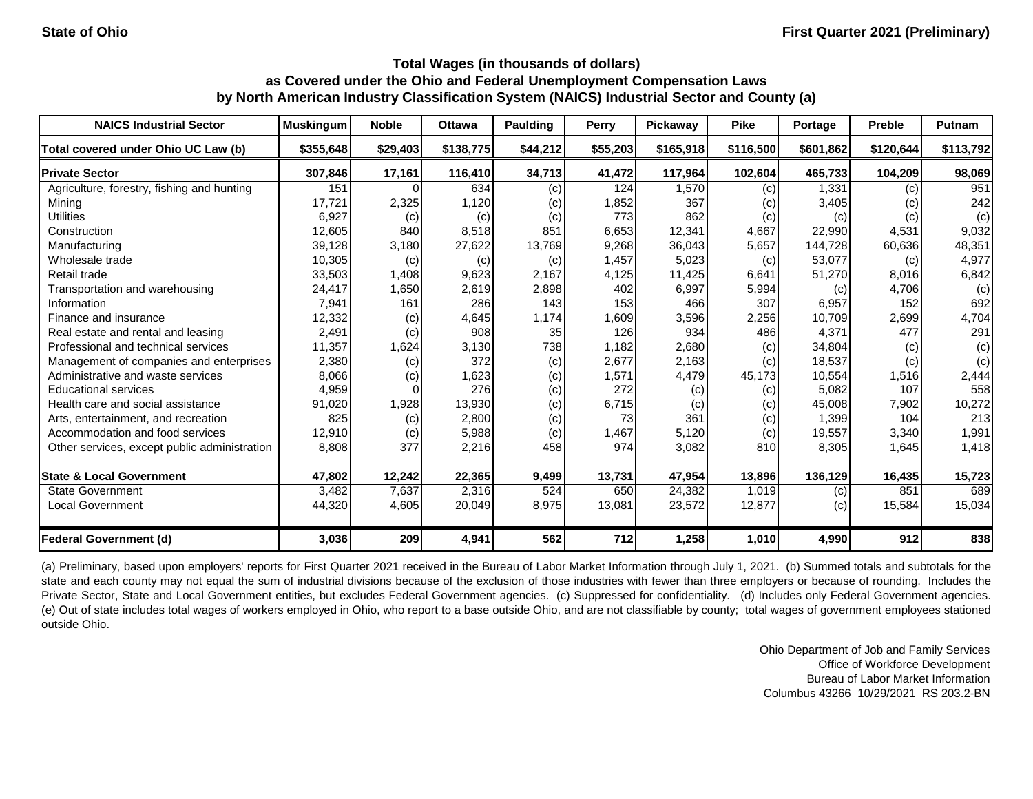State of Ohio

First Quarter 2021 (Preliminary)

### Total Wages (in thousands of dollars) as Covered under the Ohio and Federal Unemployment Compensation Laws by North American Industry Classification System (NAICS) Industrial Sector and County (a)

| NAICS Industrial Sector | Muskingum | Noble | Ottawa | Paulding | Perry | Pickaway | Pike | Portage | Preble | Putnam |
|---|---|---|---|---|---|---|---|---|---|---|
| **Total covered under Ohio UC Law (b)** | **$355,648** | **$29,403** | **$138,775** | **$44,212** | **$55,203** | **$165,918** | **$116,500** | **$601,862** | **$120,644** | **$113,792** |
| **Private Sector** | **307,846** | **17,161** | **116,410** | **34,713** | **41,472** | **117,964** | **102,604** | **465,733** | **104,209** | **98,069** |
| Agriculture, forestry, fishing and hunting | 151 | 0 | 634 | (c) | 124 | 1,570 | (c) | 1,331 | (c) | 951 |
| Mining | 17,721 | 2,325 | 1,120 | (c) | 1,852 | 367 | (c) | 3,405 | (c) | 242 |
| Utilities | 6,927 | (c) | (c) | (c) | 773 | 862 | (c) | (c) | (c) | (c) |
| Construction | 12,605 | 840 | 8,518 | 851 | 6,653 | 12,341 | 4,667 | 22,990 | 4,531 | 9,032 |
| Manufacturing | 39,128 | 3,180 | 27,622 | 13,769 | 9,268 | 36,043 | 5,657 | 144,728 | 60,636 | 48,351 |
| Wholesale trade | 10,305 | (c) | (c) | (c) | 1,457 | 5,023 | (c) | 53,077 | (c) | 4,977 |
| Retail trade | 33,503 | 1,408 | 9,623 | 2,167 | 4,125 | 11,425 | 6,641 | 51,270 | 8,016 | 6,842 |
| Transportation and warehousing | 24,417 | 1,650 | 2,619 | 2,898 | 402 | 6,997 | 5,994 | (c) | 4,706 | (c) |
| Information | 7,941 | 161 | 286 | 143 | 153 | 466 | 307 | 6,957 | 152 | 692 |
| Finance and insurance | 12,332 | (c) | 4,645 | 1,174 | 1,609 | 3,596 | 2,256 | 10,709 | 2,699 | 4,704 |
| Real estate and rental and leasing | 2,491 | (c) | 908 | 35 | 126 | 934 | 486 | 4,371 | 477 | 291 |
| Professional and technical services | 11,357 | 1,624 | 3,130 | 738 | 1,182 | 2,680 | (c) | 34,804 | (c) | (c) |
| Management of companies and enterprises | 2,380 | (c) | 372 | (c) | 2,677 | 2,163 | (c) | 18,537 | (c) | (c) |
| Administrative and waste services | 8,066 | (c) | 1,623 | (c) | 1,571 | 4,479 | 45,173 | 10,554 | 1,516 | 2,444 |
| Educational services | 4,959 | 0 | 276 | (c) | 272 | (c) | (c) | 5,082 | 107 | 558 |
| Health care and social assistance | 91,020 | 1,928 | 13,930 | (c) | 6,715 | (c) | (c) | 45,008 | 7,902 | 10,272 |
| Arts, entertainment, and recreation | 825 | (c) | 2,800 | (c) | 73 | 361 | (c) | 1,399 | 104 | 213 |
| Accommodation and food services | 12,910 | (c) | 5,988 | (c) | 1,467 | 5,120 | (c) | 19,557 | 3,340 | 1,991 |
| Other services, except public administration | 8,808 | 377 | 2,216 | 458 | 974 | 3,082 | 810 | 8,305 | 1,645 | 1,418 |
| **State & Local Government** | **47,802** | **12,242** | **22,365** | **9,499** | **13,731** | **47,954** | **13,896** | **136,129** | **16,435** | **15,723** |
| State Government | 3,482 | 7,637 | 2,316 | 524 | 650 | 24,382 | 1,019 | (c) | 851 | 689 |
| Local Government | 44,320 | 4,605 | 20,049 | 8,975 | 13,081 | 23,572 | 12,877 | (c) | 15,584 | 15,034 |
| **Federal Government (d)** | **3,036** | **209** | **4,941** | **562** | **712** | **1,258** | **1,010** | **4,990** | **912** | **838** |

(a) Preliminary, based upon employers' reports for First Quarter 2021 received in the Bureau of Labor Market Information through July 1, 2021. (b) Summed totals and subtotals for the state and each county may not equal the sum of industrial divisions because of the exclusion of those industries with fewer than three employers or because of rounding. Includes the Private Sector, State and Local Government entities, but excludes Federal Government agencies. (c) Suppressed for confidentiality. (d) Includes only Federal Government agencies. (e) Out of state includes total wages of workers employed in Ohio, who report to a base outside Ohio, and are not classifiable by county; total wages of government employees stationed outside Ohio.

Ohio Department of Job and Family Services
Office of Workforce Development
Bureau of Labor Market Information
Columbus 43266 10/29/2021 RS 203.2-BN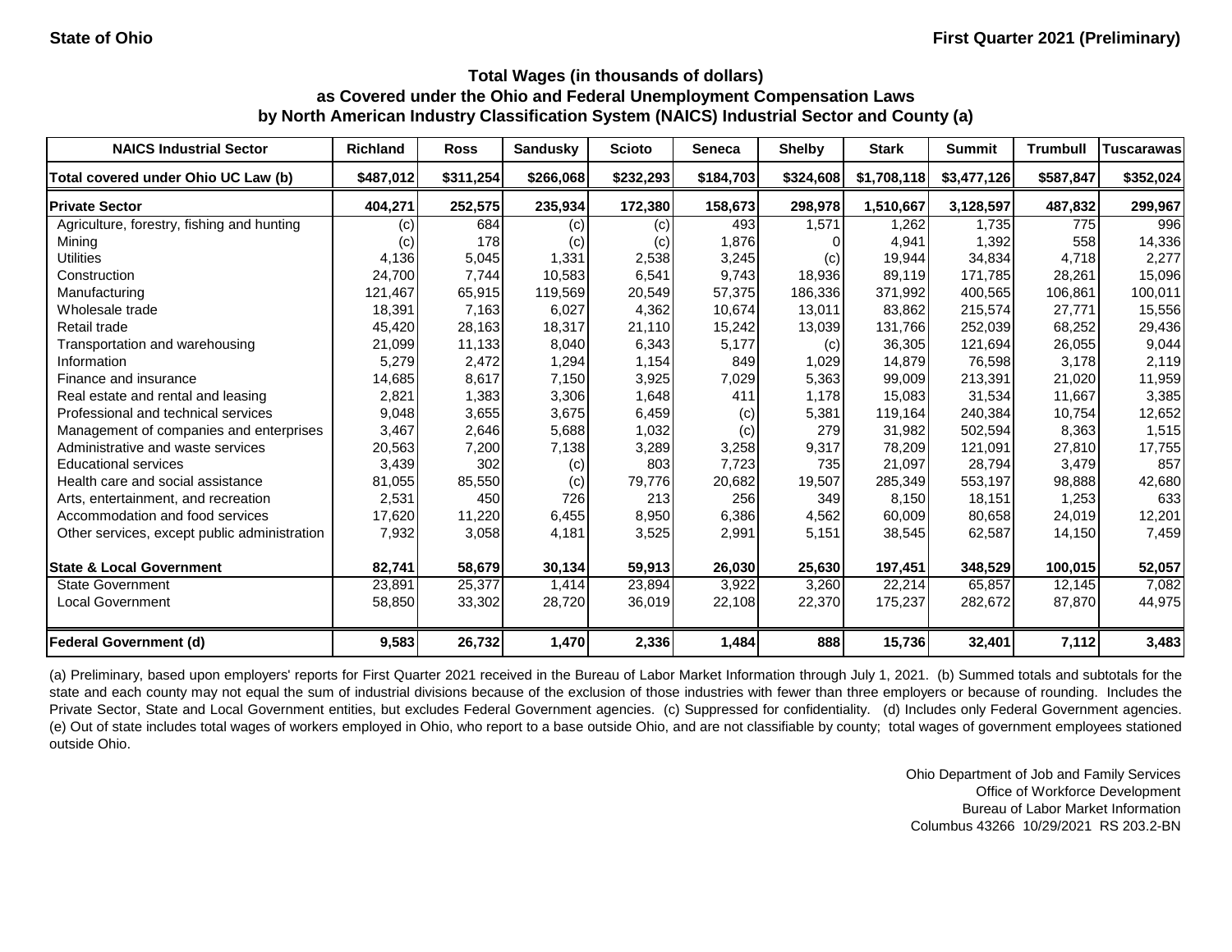State of Ohio

First Quarter 2021 (Preliminary)

### Total Wages (in thousands of dollars)
### as Covered under the Ohio and Federal Unemployment Compensation Laws
### by North American Industry Classification System (NAICS) Industrial Sector and County (a)

| NAICS Industrial Sector | Richland | Ross | Sandusky | Scioto | Seneca | Shelby | Stark | Summit | Trumbull | Tuscarawas |
|---|---|---|---|---|---|---|---|---|---|---|
| Total covered under Ohio UC Law (b) | $487,012 | $311,254 | $266,068 | $232,293 | $184,703 | $324,608 | $1,708,118 | $3,477,126 | $587,847 | $352,024 |
| **Private Sector** | 404,271 | 252,575 | 235,934 | 172,380 | 158,673 | 298,978 | 1,510,667 | 3,128,597 | 487,832 | 299,967 |
| Agriculture, forestry, fishing and hunting | (c) | 684 | (c) | (c) | 493 | 1,571 | 1,262 | 1,735 | 775 | 996 |
| Mining | (c) | 178 | (c) | (c) | 1,876 | 0 | 4,941 | 1,392 | 558 | 14,336 |
| Utilities | 4,136 | 5,045 | 1,331 | 2,538 | 3,245 | (c) | 19,944 | 34,834 | 4,718 | 2,277 |
| Construction | 24,700 | 7,744 | 10,583 | 6,541 | 9,743 | 18,936 | 89,119 | 171,785 | 28,261 | 15,096 |
| Manufacturing | 121,467 | 65,915 | 119,569 | 20,549 | 57,375 | 186,336 | 371,992 | 400,565 | 106,861 | 100,011 |
| Wholesale trade | 18,391 | 7,163 | 6,027 | 4,362 | 10,674 | 13,011 | 83,862 | 215,574 | 27,771 | 15,556 |
| Retail trade | 45,420 | 28,163 | 18,317 | 21,110 | 15,242 | 13,039 | 131,766 | 252,039 | 68,252 | 29,436 |
| Transportation and warehousing | 21,099 | 11,133 | 8,040 | 6,343 | 5,177 | (c) | 36,305 | 121,694 | 26,055 | 9,044 |
| Information | 5,279 | 2,472 | 1,294 | 1,154 | 849 | 1,029 | 14,879 | 76,598 | 3,178 | 2,119 |
| Finance and insurance | 14,685 | 8,617 | 7,150 | 3,925 | 7,029 | 5,363 | 99,009 | 213,391 | 21,020 | 11,959 |
| Real estate and rental and leasing | 2,821 | 1,383 | 3,306 | 1,648 | 411 | 1,178 | 15,083 | 31,534 | 11,667 | 3,385 |
| Professional and technical services | 9,048 | 3,655 | 3,675 | 6,459 | (c) | 5,381 | 119,164 | 240,384 | 10,754 | 12,652 |
| Management of companies and enterprises | 3,467 | 2,646 | 5,688 | 1,032 | (c) | 279 | 31,982 | 502,594 | 8,363 | 1,515 |
| Administrative and waste services | 20,563 | 7,200 | 7,138 | 3,289 | 3,258 | 9,317 | 78,209 | 121,091 | 27,810 | 17,755 |
| Educational services | 3,439 | 302 | (c) | 803 | 7,723 | 735 | 21,097 | 28,794 | 3,479 | 857 |
| Health care and social assistance | 81,055 | 85,550 | (c) | 79,776 | 20,682 | 19,507 | 285,349 | 553,197 | 98,888 | 42,680 |
| Arts, entertainment, and recreation | 2,531 | 450 | 726 | 213 | 256 | 349 | 8,150 | 18,151 | 1,253 | 633 |
| Accommodation and food services | 17,620 | 11,220 | 6,455 | 8,950 | 6,386 | 4,562 | 60,009 | 80,658 | 24,019 | 12,201 |
| Other services, except public administration | 7,932 | 3,058 | 4,181 | 3,525 | 2,991 | 5,151 | 38,545 | 62,587 | 14,150 | 7,459 |
| **State & Local Government** | 82,741 | 58,679 | 30,134 | 59,913 | 26,030 | 25,630 | 197,451 | 348,529 | 100,015 | 52,057 |
| State Government | 23,891 | 25,377 | 1,414 | 23,894 | 3,922 | 3,260 | 22,214 | 65,857 | 12,145 | 7,082 |
| Local Government | 58,850 | 33,302 | 28,720 | 36,019 | 22,108 | 22,370 | 175,237 | 282,672 | 87,870 | 44,975 |
| **Federal Government (d)** | 9,583 | 26,732 | 1,470 | 2,336 | 1,484 | 888 | 15,736 | 32,401 | 7,112 | 3,483 |

(a) Preliminary, based upon employers' reports for First Quarter 2021 received in the Bureau of Labor Market Information through July 1, 2021. (b) Summed totals and subtotals for the state and each county may not equal the sum of industrial divisions because of the exclusion of those industries with fewer than three employers or because of rounding. Includes the Private Sector, State and Local Government entities, but excludes Federal Government agencies. (c) Suppressed for confidentiality. (d) Includes only Federal Government agencies. (e) Out of state includes total wages of workers employed in Ohio, who report to a base outside Ohio, and are not classifiable by county; total wages of government employees stationed outside Ohio.

Ohio Department of Job and Family Services
Office of Workforce Development
Bureau of Labor Market Information
Columbus 43266 10/29/2021 RS 203.2-BN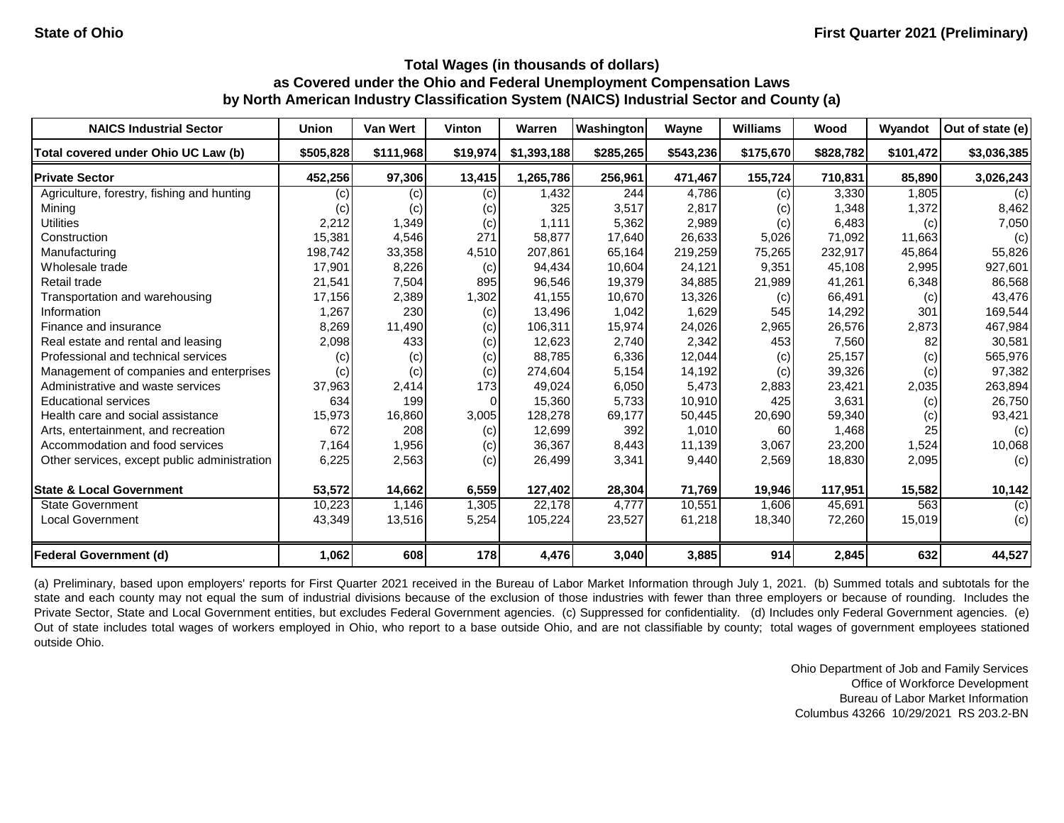**State of Ohio** **First Quarter 2021 (Preliminary)**

### Total Wages (in thousands of dollars)
### as Covered under the Ohio and Federal Unemployment Compensation Laws
### by North American Industry Classification System (NAICS) Industrial Sector and County (a)

| NAICS Industrial Sector | Union | Van Wert | Vinton | Warren | Washington | Wayne | Williams | Wood | Wyandot | Out of state (e) |
|---|---|---|---|---|---|---|---|---|---|---|
| Total covered under Ohio UC Law (b) | $505,828 | $111,968 | $19,974 | $1,393,188 | $285,265 | $543,236 | $175,670 | $828,782 | $101,472 | $3,036,385 |
| **Private Sector** | **452,256** | **97,306** | **13,415** | **1,265,786** | **256,961** | **471,467** | **155,724** | **710,831** | **85,890** | **3,026,243** |
| Agriculture, forestry, fishing and hunting | (c) | (c) | (c) | 1,432 | 244 | 4,786 | (c) | 3,330 | 1,805 | (c) |
| Mining | (c) | (c) | (c) | 325 | 3,517 | 2,817 | (c) | 1,348 | 1,372 | 8,462 |
| Utilities | 2,212 | 1,349 | (c) | 1,111 | 5,362 | 2,989 | (c) | 6,483 | (c) | 7,050 |
| Construction | 15,381 | 4,546 | 271 | 58,877 | 17,640 | 26,633 | 5,026 | 71,092 | 11,663 | (c) |
| Manufacturing | 198,742 | 33,358 | 4,510 | 207,861 | 65,164 | 219,259 | 75,265 | 232,917 | 45,864 | 55,826 |
| Wholesale trade | 17,901 | 8,226 | (c) | 94,434 | 10,604 | 24,121 | 9,351 | 45,108 | 2,995 | 927,601 |
| Retail trade | 21,541 | 7,504 | 895 | 96,546 | 19,379 | 34,885 | 21,989 | 41,261 | 6,348 | 86,568 |
| Transportation and warehousing | 17,156 | 2,389 | 1,302 | 41,155 | 10,670 | 13,326 | (c) | 66,491 | (c) | 43,476 |
| Information | 1,267 | 230 | (c) | 13,496 | 1,042 | 1,629 | 545 | 14,292 | 301 | 169,544 |
| Finance and insurance | 8,269 | 11,490 | (c) | 106,311 | 15,974 | 24,026 | 2,965 | 26,576 | 2,873 | 467,984 |
| Real estate and rental and leasing | 2,098 | 433 | (c) | 12,623 | 2,740 | 2,342 | 453 | 7,560 | 82 | 30,581 |
| Professional and technical services | (c) | (c) | (c) | 88,785 | 6,336 | 12,044 | (c) | 25,157 | (c) | 565,976 |
| Management of companies and enterprises | (c) | (c) | (c) | 274,604 | 5,154 | 14,192 | (c) | 39,326 | (c) | 97,382 |
| Administrative and waste services | 37,963 | 2,414 | 173 | 49,024 | 6,050 | 5,473 | 2,883 | 23,421 | 2,035 | 263,894 |
| Educational services | 634 | 199 | 0 | 15,360 | 5,733 | 10,910 | 425 | 3,631 | (c) | 26,750 |
| Health care and social assistance | 15,973 | 16,860 | 3,005 | 128,278 | 69,177 | 50,445 | 20,690 | 59,340 | (c) | 93,421 |
| Arts, entertainment, and recreation | 672 | 208 | (c) | 12,699 | 392 | 1,010 | 60 | 1,468 | 25 | (c) |
| Accommodation and food services | 7,164 | 1,956 | (c) | 36,367 | 8,443 | 11,139 | 3,067 | 23,200 | 1,524 | 10,068 |
| Other services, except public administration | 6,225 | 2,563 | (c) | 26,499 | 3,341 | 9,440 | 2,569 | 18,830 | 2,095 | (c) |
| **State & Local Government** | **53,572** | **14,662** | **6,559** | **127,402** | **28,304** | **71,769** | **19,946** | **117,951** | **15,582** | **10,142** |
| State Government | 10,223 | 1,146 | 1,305 | 22,178 | 4,777 | 10,551 | 1,606 | 45,691 | 563 | (c) |
| Local Government | 43,349 | 13,516 | 5,254 | 105,224 | 23,527 | 61,218 | 18,340 | 72,260 | 15,019 | (c) |
| **Federal Government (d)** | **1,062** | **608** | **178** | **4,476** | **3,040** | **3,885** | **914** | **2,845** | **632** | **44,527** |

(a) Preliminary, based upon employers' reports for First Quarter 2021 received in the Bureau of Labor Market Information through July 1, 2021. (b) Summed totals and subtotals for the state and each county may not equal the sum of industrial divisions because of the exclusion of those industries with fewer than three employers or because of rounding. Includes the Private Sector, State and Local Government entities, but excludes Federal Government agencies. (c) Suppressed for confidentiality. (d) Includes only Federal Government agencies. (e) Out of state includes total wages of workers employed in Ohio, who report to a base outside Ohio, and are not classifiable by county; total wages of government employees stationed outside Ohio.

Ohio Department of Job and Family Services
Office of Workforce Development
Bureau of Labor Market Information
Columbus 43266 10/29/2021 RS 203.2-BN